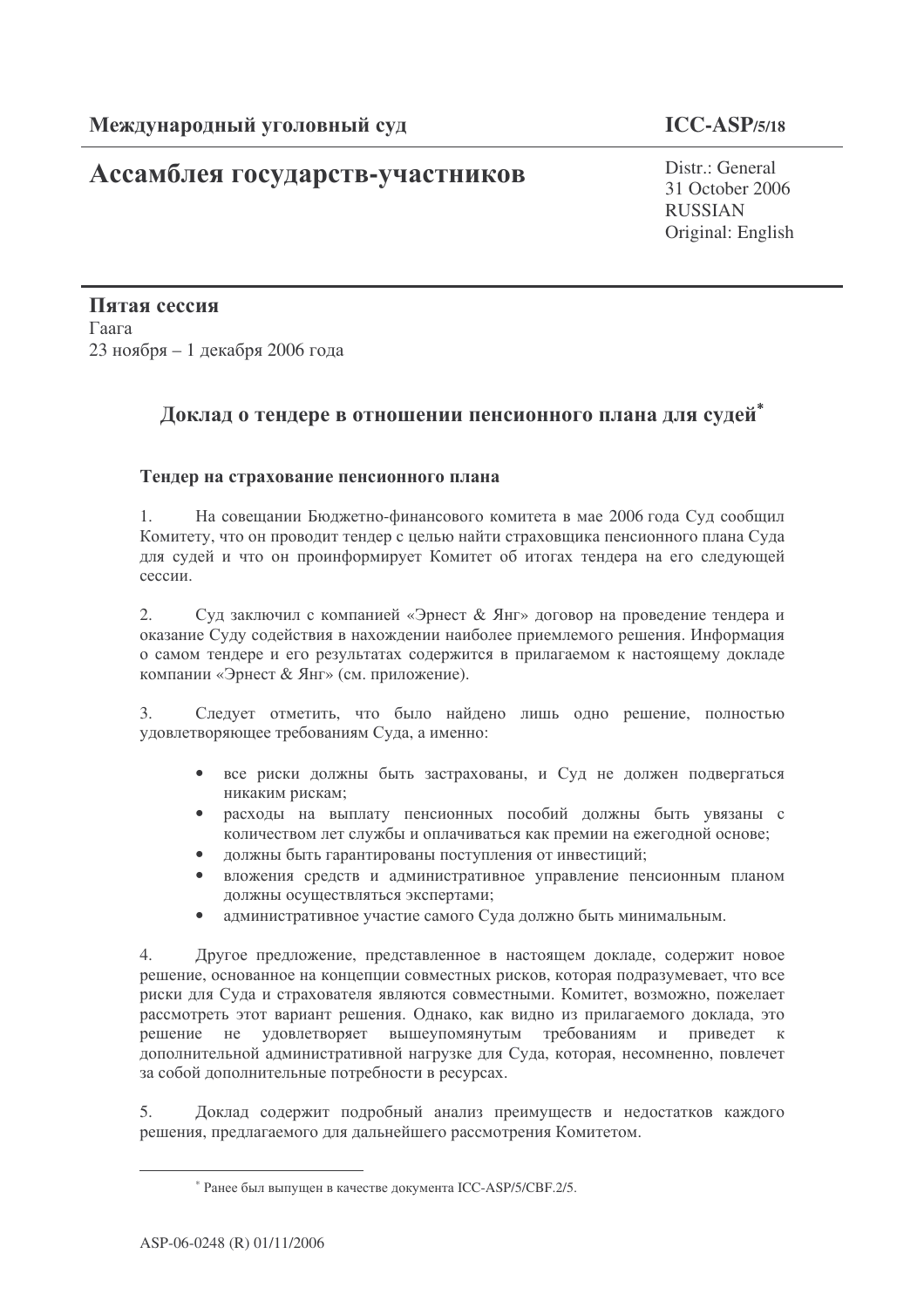**Международный уголовный суд**

**ICC-ASP/5/18**

# Ассамблея государств-участников

Distr.: General
31 October 2006
RUSSIAN
Original: English

**Пятая сессия**
Гаага
23 ноября – 1 декабря 2006 года

## Доклад о тендере в отношении пенсионного плана для судей[*]

### Тендер на страхование пенсионного плана

1. На совещании Бюджетно-финансового комитета в мае 2006 года Суд сообщил Комитету, что он проводит тендер с целью найти страховщика пенсионного плана Суда для судей и что он проинформирует Комитет об итогах тендера на его следующей сессии.

2. Суд заключил с компанией «Эрнест & Янг» договор на проведение тендера и оказание Суду содействия в нахождении наиболее приемлемого решения. Информация о самом тендере и его результатах содержится в прилагаемом к настоящему докладе компании «Эрнест & Янг» (см. приложение).

3. Следует отметить, что было найдено лишь одно решение, полностью удовлетворяющее требованиям Суда, а именно:

- все риски должны быть застрахованы, и Суд не должен подвергаться никаким рискам;
- расходы на выплату пенсионных пособий должны быть увязаны с количеством лет службы и оплачиваться как премии на ежегодной основе;
- должны быть гарантированы поступления от инвестиций;
- вложения средств и административное управление пенсионным планом должны осуществляться экспертами;
- административное участие самого Суда должно быть минимальным.

4. Другое предложение, представленное в настоящем докладе, содержит новое решение, основанное на концепции совместных рисков, которая подразумевает, что все риски для Суда и страхователя являются совместными. Комитет, возможно, пожелает рассмотреть этот вариант решения. Однако, как видно из прилагаемого доклада, это решение не удовлетворяет вышеупомянутым требованиям и приведет к дополнительной административной нагрузке для Суда, которая, несомненно, повлечет за собой дополнительные потребности в ресурсах.

5. Доклад содержит подробный анализ преимуществ и недостатков каждого решения, предлагаемого для дальнейшего рассмотрения Комитетом.

---

[*] Ранее был выпущен в качестве документа ICC-ASP/5/CBF.2/5.

ASP-06-0248 (R) 01/11/2006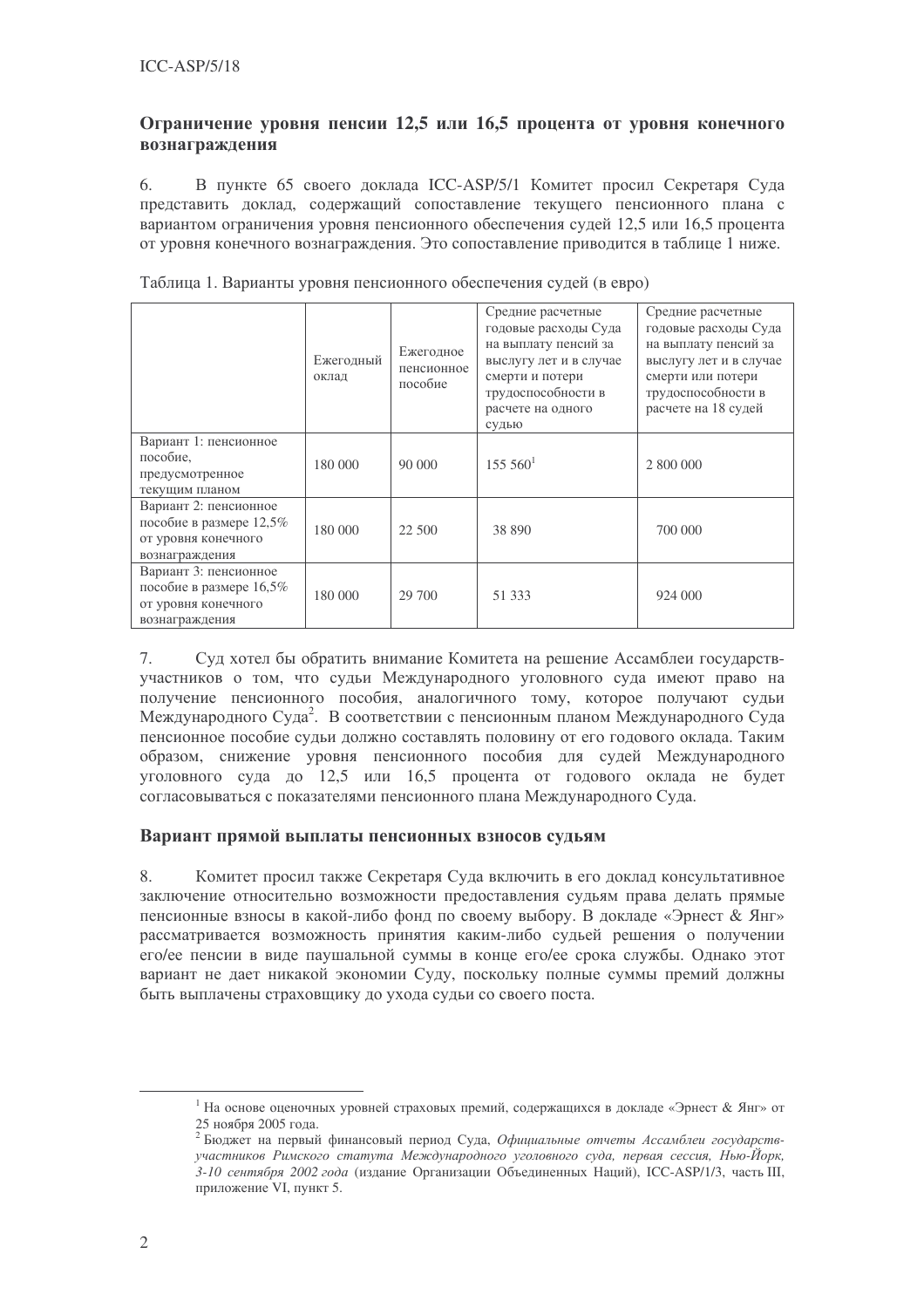### Ограничение уровня пенсии 12,5 или 16,5 процента от уровня конечного вознаграждения

6. В пункте 65 своего доклада ICC-ASP/5/1 Комитет просил Секретаря Суда представить доклад, содержащий сопоставление текущего пенсионного плана с вариантом ограничения уровня пенсионного обеспечения судей 12,5 или 16,5 процента от уровня конечного вознаграждения. Это сопоставление приводится в таблице 1 ниже.

Таблица 1. Варианты уровня пенсионного обеспечения судей (в евро)

| | Ежегодный оклад | Ежегодное пенсионное пособие | Средние расчетные годовые расходы Суда на выплату пенсий за выслугу лет и в случае смерти и потери трудоспособности в расчете на одного судью | Средние расчетные годовые расходы Суда на выплату пенсий за выслугу лет и в случае смерти или потери трудоспособности в расчете на 18 судей |
|---|---|---|---|---|
| Вариант 1: пенсионное пособие, предусмотренное текущим планом | 180 000 | 90 000 | 155 560[1] | 2 800 000 |
| Вариант 2: пенсионное пособие в размере 12,5% от уровня конечного вознаграждения | 180 000 | 22 500 | 38 890 | 700 000 |
| Вариант 3: пенсионное пособие в размере 16,5% от уровня конечного вознаграждения | 180 000 | 29 700 | 51 333 | 924 000 |

7. Суд хотел бы обратить внимание Комитета на решение Ассамблеи государств-участников о том, что судьи Международного уголовного суда имеют право на получение пенсионного пособия, аналогичного тому, которое получают судьи Международного Суда[2]. В соответствии с пенсионным планом Международного Суда пенсионное пособие судьи должно составлять половину от его годового оклада. Таким образом, снижение уровня пенсионного пособия для судей Международного уголовного суда до 12,5 или 16,5 процента от годового оклада не будет согласовываться с показателями пенсионного плана Международного Суда.

### Вариант прямой выплаты пенсионных взносов судьям

8. Комитет просил также Секретаря Суда включить в его доклад консультативное заключение относительно возможности предоставления судьям права делать прямые пенсионные взносы в какой-либо фонд по своему выбору. В докладе «Эрнест & Янг» рассматривается возможность принятия каким-либо судьей решения о получении его/ее пенсии в виде паушальной суммы в конце его/ее срока службы. Однако этот вариант не дает никакой экономии Суду, поскольку полные суммы премий должны быть выплачены страховщику до ухода судьи со своего поста.

---

[1] На основе оценочных уровней страховых премий, содержащихся в докладе «Эрнест & Янг» от 25 ноября 2005 года.

[2] Бюджет на первый финансовый период Суда, *Официальные отчеты Ассамблеи государств-участников Римского статута Международного уголовного суда, первая сессия, Нью-Йорк, 3-10 сентября 2002 года* (издание Организации Объединенных Наций), ICC-ASP/1/3, часть III, приложение VI, пункт 5.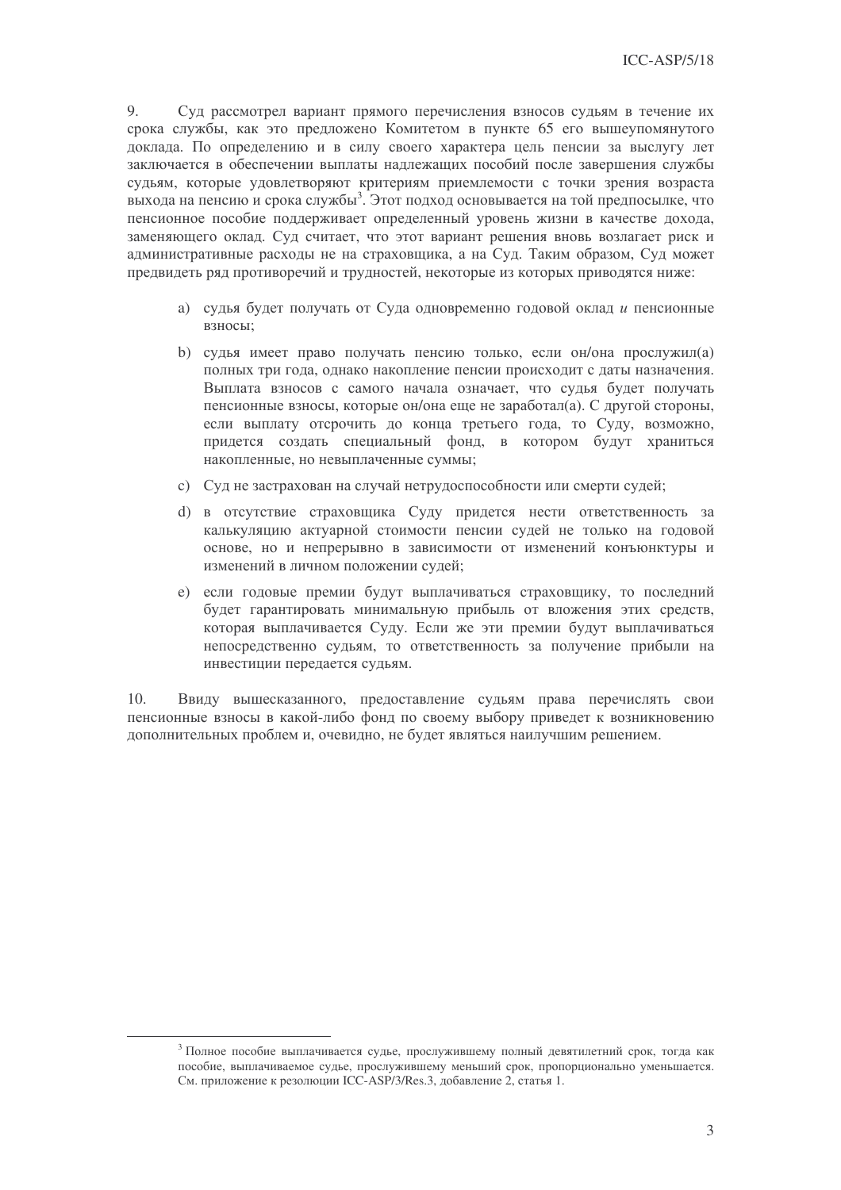9. Суд рассмотрел вариант прямого перечисления взносов судьям в течение их срока службы, как это предложено Комитетом в пункте 65 его вышеупомянутого доклада. По определению и в силу своего характера цель пенсии за выслугу лет заключается в обеспечении выплаты надлежащих пособий после завершения службы судьям, которые удовлетворяют критериям приемлемости с точки зрения возраста выхода на пенсию и срока службы[3]. Этот подход основывается на той предпосылке, что пенсионное пособие поддерживает определенный уровень жизни в качестве дохода, заменяющего оклад. Суд считает, что этот вариант решения вновь возлагает риск и административные расходы не на страховщика, а на Суд. Таким образом, Суд может предвидеть ряд противоречий и трудностей, некоторые из которых приводятся ниже:

a) судья будет получать от Суда одновременно годовой оклад *и* пенсионные взносы;

b) судья имеет право получать пенсию только, если он/она прослужил(а) полных три года, однако накопление пенсии происходит с даты назначения. Выплата взносов с самого начала означает, что судья будет получать пенсионные взносы, которые он/она еще не заработал(а). С другой стороны, если выплату отсрочить до конца третьего года, то Суду, возможно, придется создать специальный фонд, в котором будут храниться накопленные, но невыплаченные суммы;

c) Суд не застрахован на случай нетрудоспособности или смерти судей;

d) в отсутствие страховщика Суду придется нести ответственность за калькуляцию актуарной стоимости пенсии судей не только на годовой основе, но и непрерывно в зависимости от изменений конъюнктуры и изменений в личном положении судей;

e) если годовые премии будут выплачиваться страховщику, то последний будет гарантировать минимальную прибыль от вложения этих средств, которая выплачивается Суду. Если же эти премии будут выплачиваться непосредственно судьям, то ответственность за получение прибыли на инвестиции передается судьям.

10. Ввиду вышесказанного, предоставление судьям права перечислять свои пенсионные взносы в какой-либо фонд по своему выбору приведет к возникновению дополнительных проблем и, очевидно, не будет являться наилучшим решением.

---

[3] Полное пособие выплачивается судье, прослужившему полный девятилетний срок, тогда как пособие, выплачиваемое судье, прослужившему меньший срок, пропорционально уменьшается. См. приложение к резолюции ICC-ASP/3/Res.3, добавление 2, статья 1.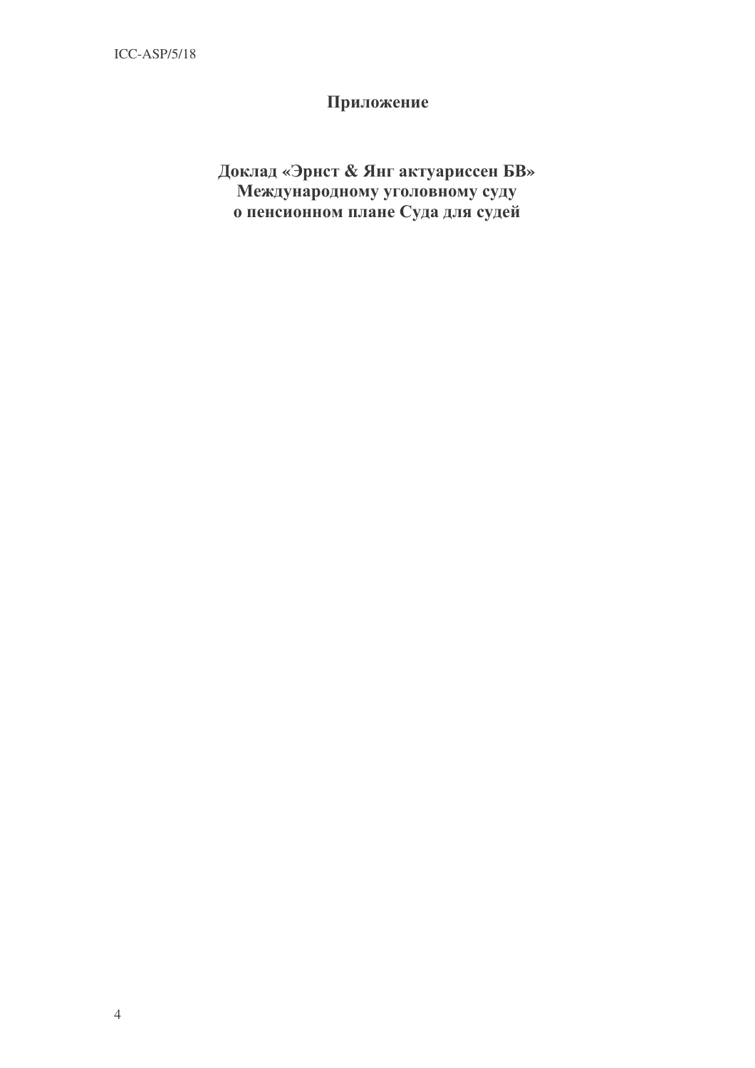# Приложение

## Доклад «Эрнст & Янг актуариссен БВ» Международному уголовному суду о пенсионном плане Суда для судей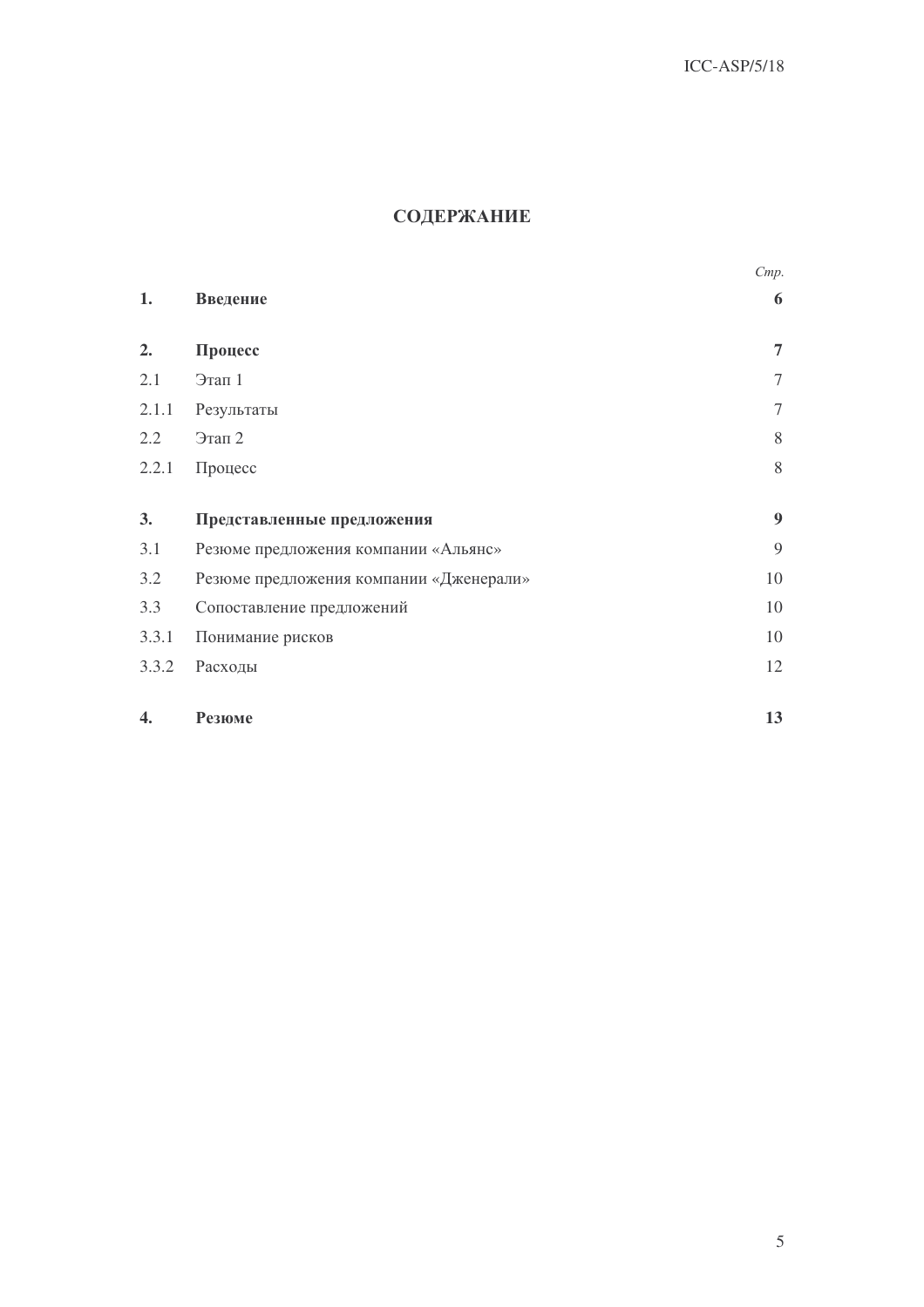# СОДЕРЖАНИЕ

| | | *Стр.* |
|---|---|---|
| **1.** | **Введение** | **6** |
| **2.** | **Процесс** | **7** |
| 2.1 | Этап 1 | 7 |
| 2.1.1 | Результаты | 7 |
| 2.2 | Этап 2 | 8 |
| 2.2.1 | Процесс | 8 |
| **3.** | **Представленные предложения** | **9** |
| 3.1 | Резюме предложения компании «Альянс» | 9 |
| 3.2 | Резюме предложения компании «Дженерали» | 10 |
| 3.3 | Сопоставление предложений | 10 |
| 3.3.1 | Понимание рисков | 10 |
| 3.3.2 | Расходы | 12 |
| **4.** | **Резюме** | **13** |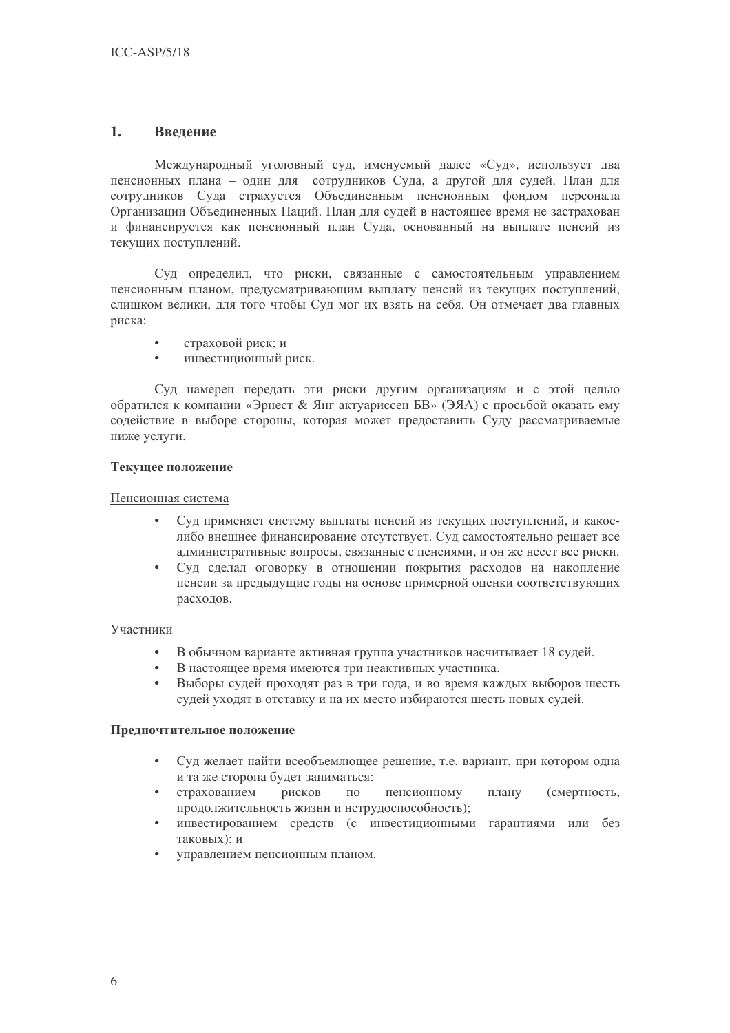## 1. Введение

Международный уголовный суд, именуемый далее «Суд», использует два пенсионных плана – один для сотрудников Суда, а другой для судей. План для сотрудников Суда страхуется Объединенным пенсионным фондом персонала Организации Объединенных Наций. План для судей в настоящее время не застрахован и финансируется как пенсионный план Суда, основанный на выплате пенсий из текущих поступлений.

Суд определил, что риски, связанные с самостоятельным управлением пенсионным планом, предусматривающим выплату пенсий из текущих поступлений, слишком велики, для того чтобы Суд мог их взять на себя. Он отмечает два главных риска:

- страховой риск; и
- инвестиционный риск.

Суд намерен передать эти риски другим организациям и с этой целью обратился к компании «Эрнест & Янг актуариссен БВ» (ЭЯА) с просьбой оказать ему содействие в выборе стороны, которая может предоставить Суду рассматриваемые ниже услуги.

**Текущее положение**

Пенсионная система

- Суд применяет систему выплаты пенсий из текущих поступлений, и какое-либо внешнее финансирование отсутствует. Суд самостоятельно решает все административные вопросы, связанные с пенсиями, и он же несет все риски.
- Суд сделал оговорку в отношении покрытия расходов на накопление пенсии за предыдущие годы на основе примерной оценки соответствующих расходов.

Участники

- В обычном варианте активная группа участников насчитывает 18 судей.
- В настоящее время имеются три неактивных участника.
- Выборы судей проходят раз в три года, и во время каждых выборов шесть судей уходят в отставку и на их место избираются шесть новых судей.

**Предпочтительное положение**

- Суд желает найти всеобъемлющее решение, т.е. вариант, при котором одна и та же сторона будет заниматься:
- страхованием рисков по пенсионному плану (смертность, продолжительность жизни и нетрудоспособность);
- инвестированием средств (с инвестиционными гарантиями или без таковых); и
- управлением пенсионным планом.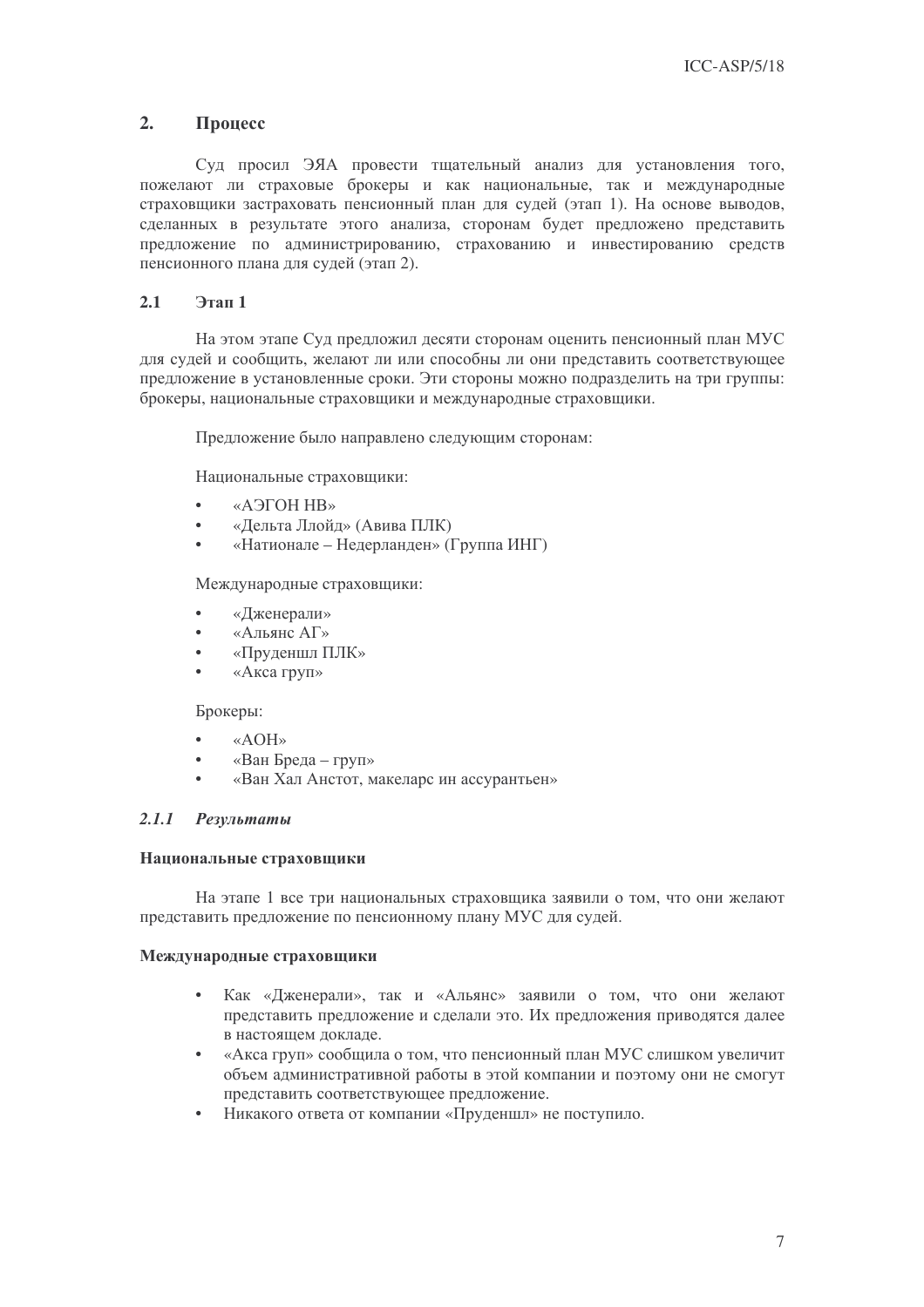## 2. Процесс

Суд просил ЭЯА провести тщательный анализ для установления того, пожелают ли страховые брокеры и как национальные, так и международные страховщики застраховать пенсионный план для судей (этап 1). На основе выводов, сделанных в результате этого анализа, сторонам будет предложено представить предложение по администрированию, страхованию и инвестированию средств пенсионного плана для судей (этап 2).

### 2.1 Этап 1

На этом этапе Суд предложил десяти сторонам оценить пенсионный план МУС для судей и сообщить, желают ли или способны ли они представить соответствующее предложение в установленные сроки. Эти стороны можно подразделить на три группы: брокеры, национальные страховщики и международные страховщики.

Предложение было направлено следующим сторонам:

Национальные страховщики:

- «АЭГОН НВ»
- «Дельта Ллойд» (Авива ПЛК)
- «Натионале – Недерланден» (Группа ИНГ)

Международные страховщики:

- «Дженерали»
- «Альянс АГ»
- «Пруденшл ПЛК»
- «Акса груп»

Брокеры:

- «АОН»
- «Ван Бреда – груп»
- «Ван Хал Анстот, макеларс ин ассурантьен»

#### *2.1.1 Результаты*

**Национальные страховщики**

На этапе 1 все три национальных страховщика заявили о том, что они желают представить предложение по пенсионному плану МУС для судей.

**Международные страховщики**

- Как «Дженерали», так и «Альянс» заявили о том, что они желают представить предложение и сделали это. Их предложения приводятся далее в настоящем докладе.
- «Акса груп» сообщила о том, что пенсионный план МУС слишком увеличит объем административной работы в этой компании и поэтому они не смогут представить соответствующее предложение.
- Никакого ответа от компании «Пруденшл» не поступило.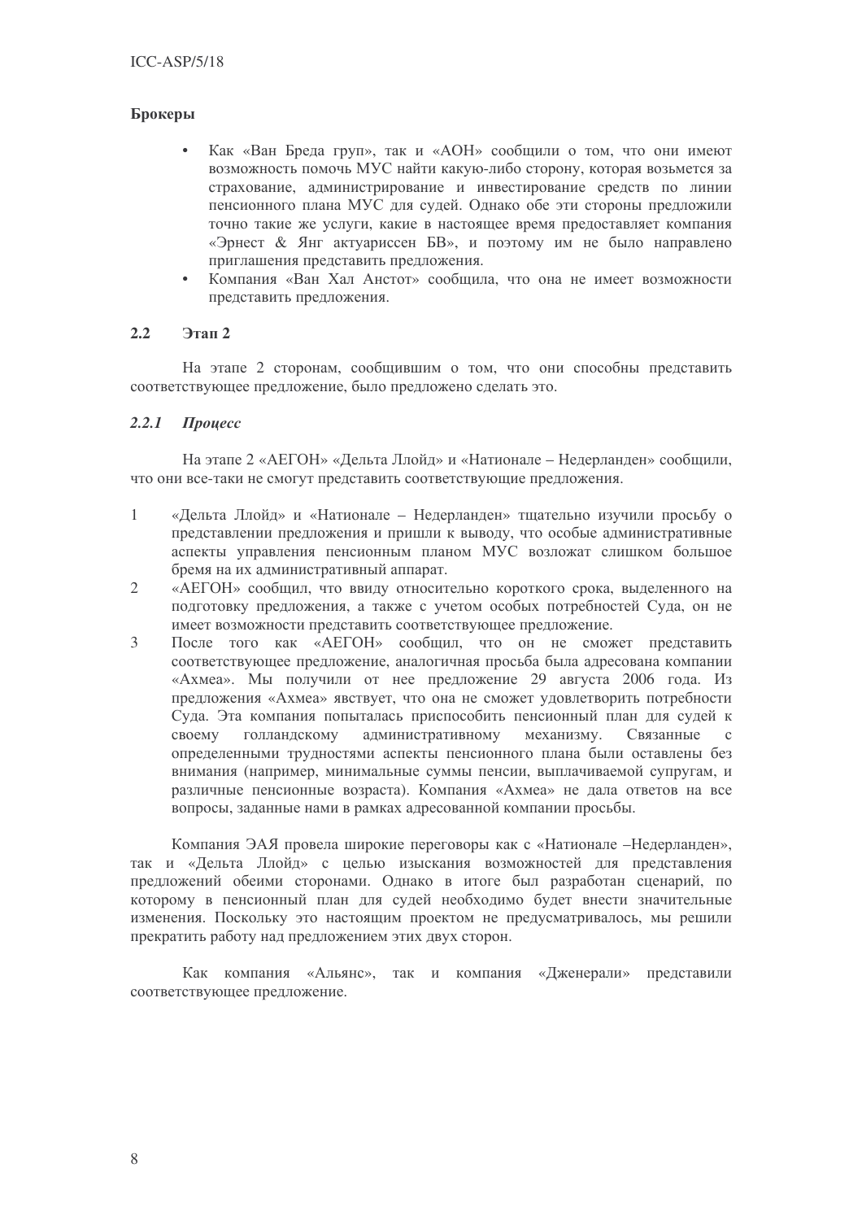**Брокеры**

- Как «Ван Бреда груп», так и «АОН» сообщили о том, что они имеют возможность помочь МУС найти какую-либо сторону, которая возьмется за страхование, администрирование и инвестирование средств по линии пенсионного плана МУС для судей. Однако обе эти стороны предложили точно такие же услуги, какие в настоящее время предоставляет компания «Эрнест & Янг актуариссен БВ», и поэтому им не было направлено приглашения представить предложения.
- Компания «Ван Хал Анстот» сообщила, что она не имеет возможности представить предложения.

## 2.2 Этап 2

На этапе 2 сторонам, сообщившим о том, что они способны представить соответствующее предложение, было предложено сделать это.

### *2.2.1 Процесс*

На этапе 2 «АЕГОН» «Дельта Ллойд» и «Натионале – Недерланден» сообщили, что они все-таки не смогут представить соответствующие предложения.

1. «Дельта Ллойд» и «Натионале – Недерланден» тщательно изучили просьбу о представлении предложения и пришли к выводу, что особые административные аспекты управления пенсионным планом МУС возложат слишком большое бремя на их административный аппарат.
2. «АЕГОН» сообщил, что ввиду относительно короткого срока, выделенного на подготовку предложения, а также с учетом особых потребностей Суда, он не имеет возможности представить соответствующее предложение.
3. После того как «АЕГОН» сообщил, что он не сможет представить соответствующее предложение, аналогичная просьба была адресована компании «Ахмеа». Мы получили от нее предложение 29 августа 2006 года. Из предложения «Ахмеа» явствует, что она не сможет удовлетворить потребности Суда. Эта компания попыталась приспособить пенсионный план для судей к своему голландскому административному механизму. Связанные с определенными трудностями аспекты пенсионного плана были оставлены без внимания (например, минимальные суммы пенсии, выплачиваемой супругам, и различные пенсионные возраста). Компания «Ахмеа» не дала ответов на все вопросы, заданные нами в рамках адресованной компании просьбы.

Компания ЭАЯ провела широкие переговоры как с «Натионале –Недерланден», так и «Дельта Ллойд» с целью изыскания возможностей для представления предложений обеими сторонами. Однако в итоге был разработан сценарий, по которому в пенсионный план для судей необходимо будет внести значительные изменения. Поскольку это настоящим проектом не предусматривалось, мы решили прекратить работу над предложением этих двух сторон.

Как компания «Альянс», так и компания «Дженерали» представили соответствующее предложение.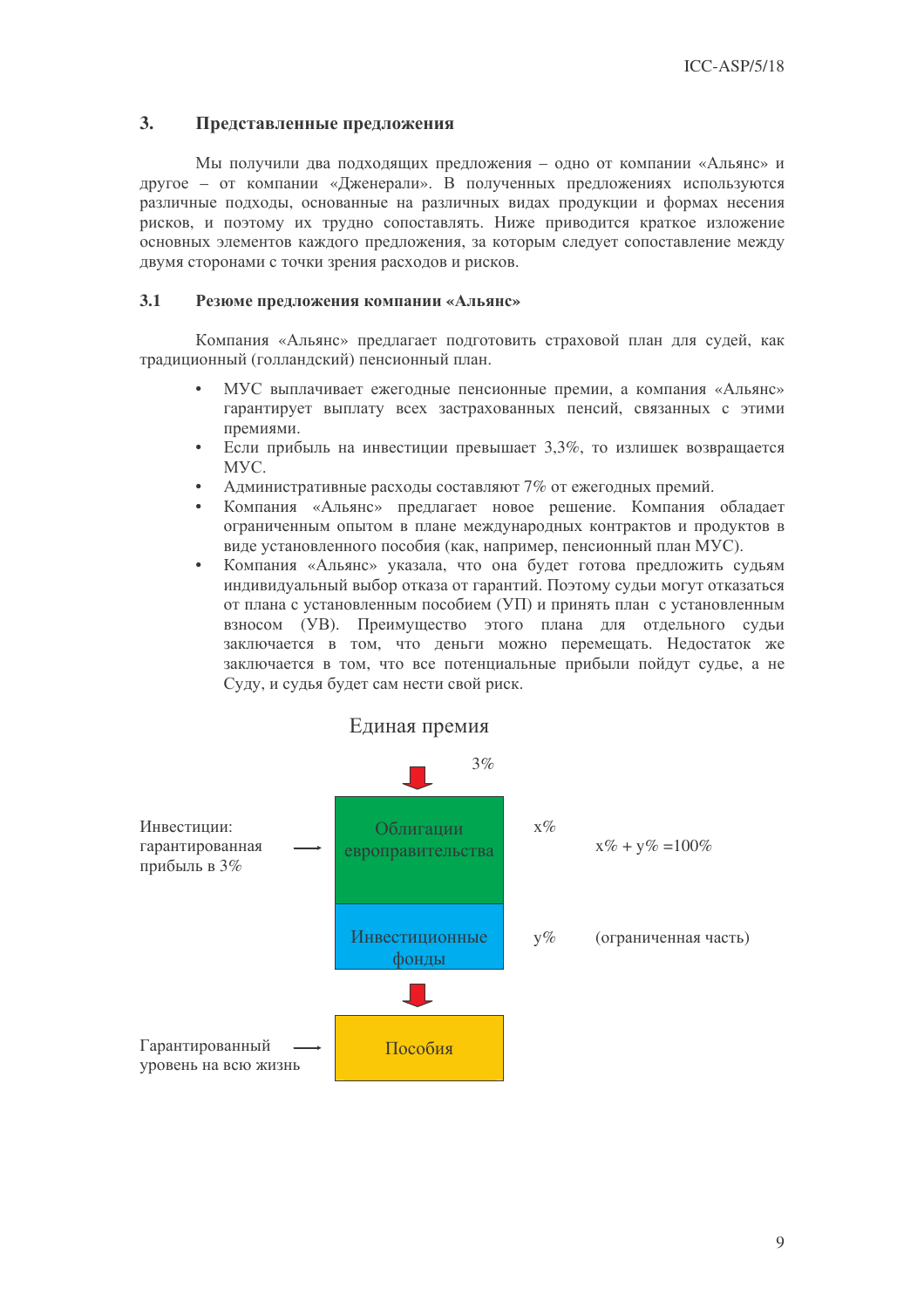## 3. Представленные предложения

Мы получили два подходящих предложения – одно от компании «Альянс» и другое – от компании «Дженерали». В полученных предложениях используются различные подходы, основанные на различных видах продукции и формах несения рисков, и поэтому их трудно сопоставлять. Ниже приводится краткое изложение основных элементов каждого предложения, за которым следует сопоставление между двумя сторонами с точки зрения расходов и рисков.

### 3.1 Резюме предложения компании «Альянс»

Компания «Альянс» предлагает подготовить страховой план для судей, как традиционный (голландский) пенсионный план.

- МУС выплачивает ежегодные пенсионные премии, а компания «Альянс» гарантирует выплату всех застрахованных пенсий, связанных с этими премиями.
- Если прибыль на инвестиции превышает 3,3%, то излишек возвращается МУС.
- Административные расходы составляют 7% от ежегодных премий.
- Компания «Альянс» предлагает новое решение. Компания обладает ограниченным опытом в плане международных контрактов и продуктов в виде установленного пособия (как, например, пенсионный план МУС).
- Компания «Альянс» указала, что она будет готова предложить судьям индивидуальный выбор отказа от гарантий. Поэтому судьи могут отказаться от плана с установленным пособием (УП) и принять план с установленным взносом (УВ). Преимущество этого плана для отдельного судьи заключается в том, что деньги можно перемещать. Недостаток же заключается в том, что все потенциальные прибыли пойдут судье, а не Суду, и судья будет сам нести свой риск.

Единая премия

3%

| | | | |
|---|---|---|---|
| Инвестиции: гарантированная прибыль в 3% → | Облигации европравительства | x% | x% + y% =100% |
| | Инвестиционные фонды | y% | (ограниченная часть) |
| Гарантированный уровень на всю жизнь → | Пособия | | |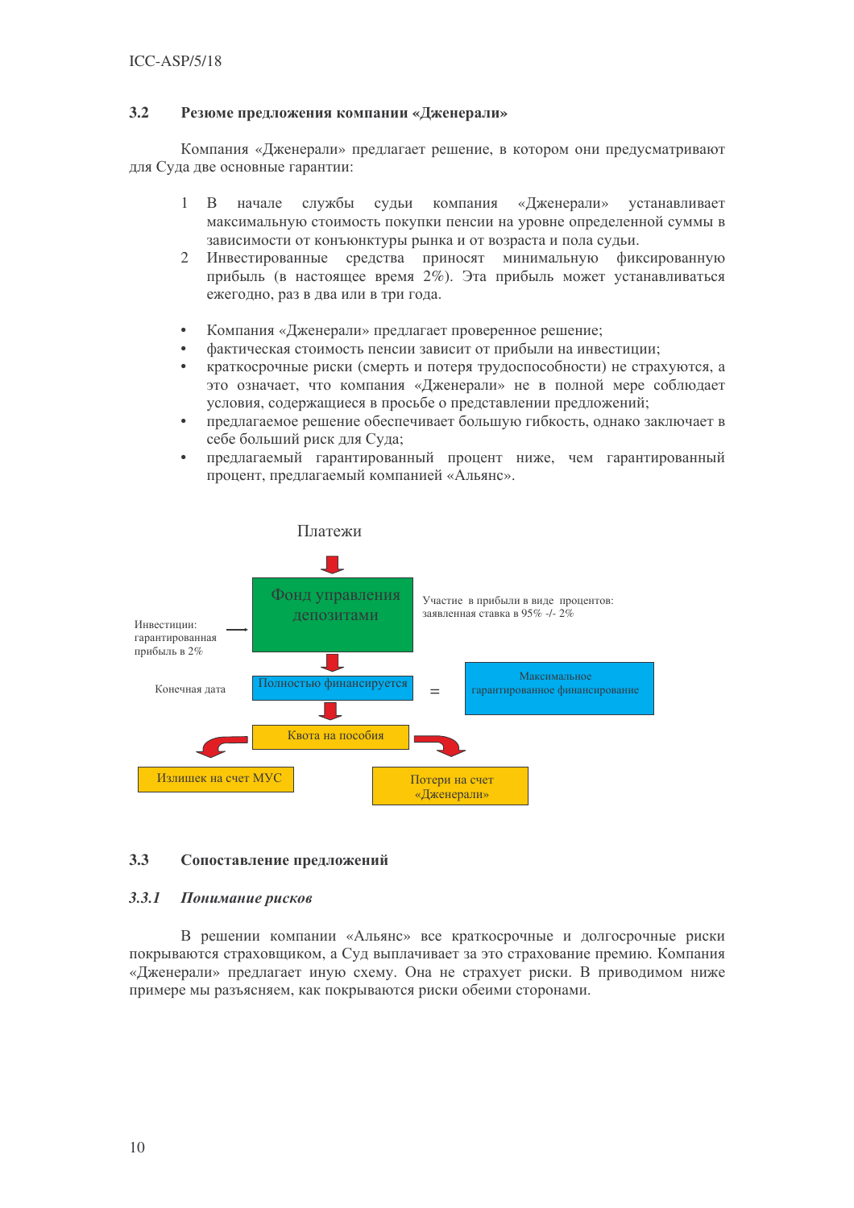### 3.2 Резюме предложения компании «Дженерали»

Компания «Дженерали» предлагает решение, в котором они предусматривают для Суда две основные гарантии:

1. В начале службы судьи компания «Дженерали» устанавливает максимальную стоимость покупки пенсии на уровне определенной суммы в зависимости от конъюнктуры рынка и от возраста и пола судьи.
2. Инвестированные средства приносят минимальную фиксированную прибыль (в настоящее время 2%). Эта прибыль может устанавливаться ежегодно, раз в два или в три года.

- Компания «Дженерали» предлагает проверенное решение;
- фактическая стоимость пенсии зависит от прибыли на инвестиции;
- краткосрочные риски (смерть и потеря трудоспособности) не страхуются, а это означает, что компания «Дженерали» не в полной мере соблюдает условия, содержащиеся в просьбе о представлении предложений;
- предлагаемое решение обеспечивает большую гибкость, однако заключает в себе больший риск для Суда;
- предлагаемый гарантированный процент ниже, чем гарантированный процент, предлагаемый компанией «Альянс».

Платежи

Фонд управления депозитами

Инвестиции: гарантированная прибыль в 2%

Участие в прибыли в виде процентов: заявленная ставка в 95% -/- 2%

Конечная дата

Полностью финансируется = Максимальное гарантированное финансирование

Квота на пособия

Излишек на счет МУС

Потери на счет «Дженерали»

### 3.3 Сопоставление предложений

#### *3.3.1 Понимание рисков*

В решении компании «Альянс» все краткосрочные и долгосрочные риски покрываются страховщиком, а Суд выплачивает за это страхование премию. Компания «Дженерали» предлагает иную схему. Она не страхует риски. В приводимом ниже примере мы разъясняем, как покрываются риски обеими сторонами.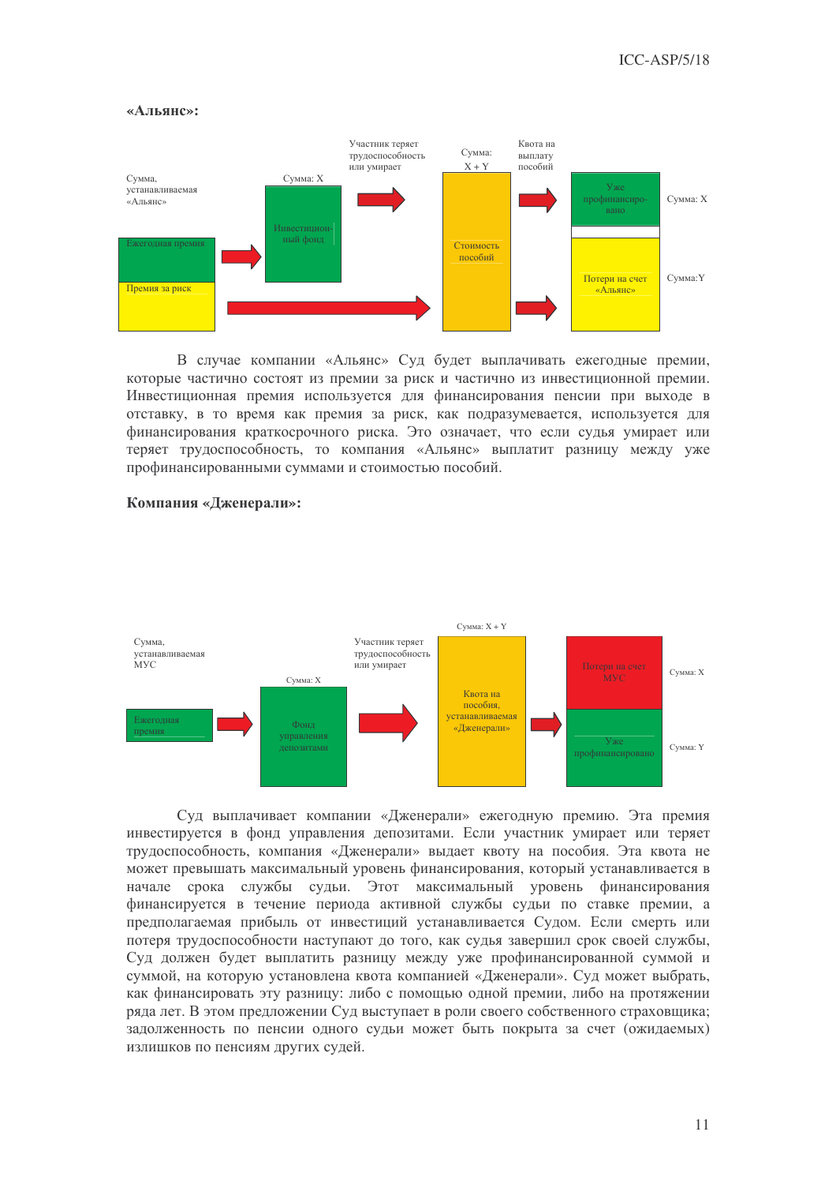**«Альянс»:**

Сумма, устанавливаемая «Альянс»

Ежегодная премия

Премия за риск

Сумма: X

Инвестиционный фонд

Участник теряет трудоспособность или умирает

Сумма: X + Y

Стоимость пособий

Квота на выплату пособий

Уже профинансировано — Сумма: X

Потери на счет «Альянс» — Сумма:Y

В случае компании «Альянс» Суд будет выплачивать ежегодные премии, которые частично состоят из премии за риск и частично из инвестиционной премии. Инвестиционная премия используется для финансирования пенсии при выходе в отставку, в то время как премия за риск, как подразумевается, используется для финансирования краткосрочного риска. Это означает, что если судья умирает или теряет трудоспособность, то компания «Альянс» выплатит разницу между уже профинансированными суммами и стоимостью пособий.

**Компания «Дженерали»:**

Сумма, устанавливаемая МУС

Ежегодная премия

Сумма: X

Фонд управления депозитами

Участник теряет трудоспособность или умирает

Сумма: X + Y

Квота на пособия, устанавливаемая «Дженерали»

Потери на счет МУС — Сумма: X

Уже профинансировано — Сумма: Y

Суд выплачивает компании «Дженерали» ежегодную премию. Эта премия инвестируется в фонд управления депозитами. Если участник умирает или теряет трудоспособность, компания «Дженерали» выдает квоту на пособия. Эта квота не может превышать максимальный уровень финансирования, который устанавливается в начале срока службы судьи. Этот максимальный уровень финансирования финансируется в течение периода активной службы судьи по ставке премии, а предполагаемая прибыль от инвестиций устанавливается Судом. Если смерть или потеря трудоспособности наступают до того, как судья завершил срок своей службы, Суд должен будет выплатить разницу между уже профинансированной суммой и суммой, на которую установлена квота компанией «Дженерали». Суд может выбрать, как финансировать эту разницу: либо с помощью одной премии, либо на протяжении ряда лет. В этом предложении Суд выступает в роли своего собственного страховщика; задолженность по пенсии одного судьи может быть покрыта за счет (ожидаемых) излишков по пенсиям других судей.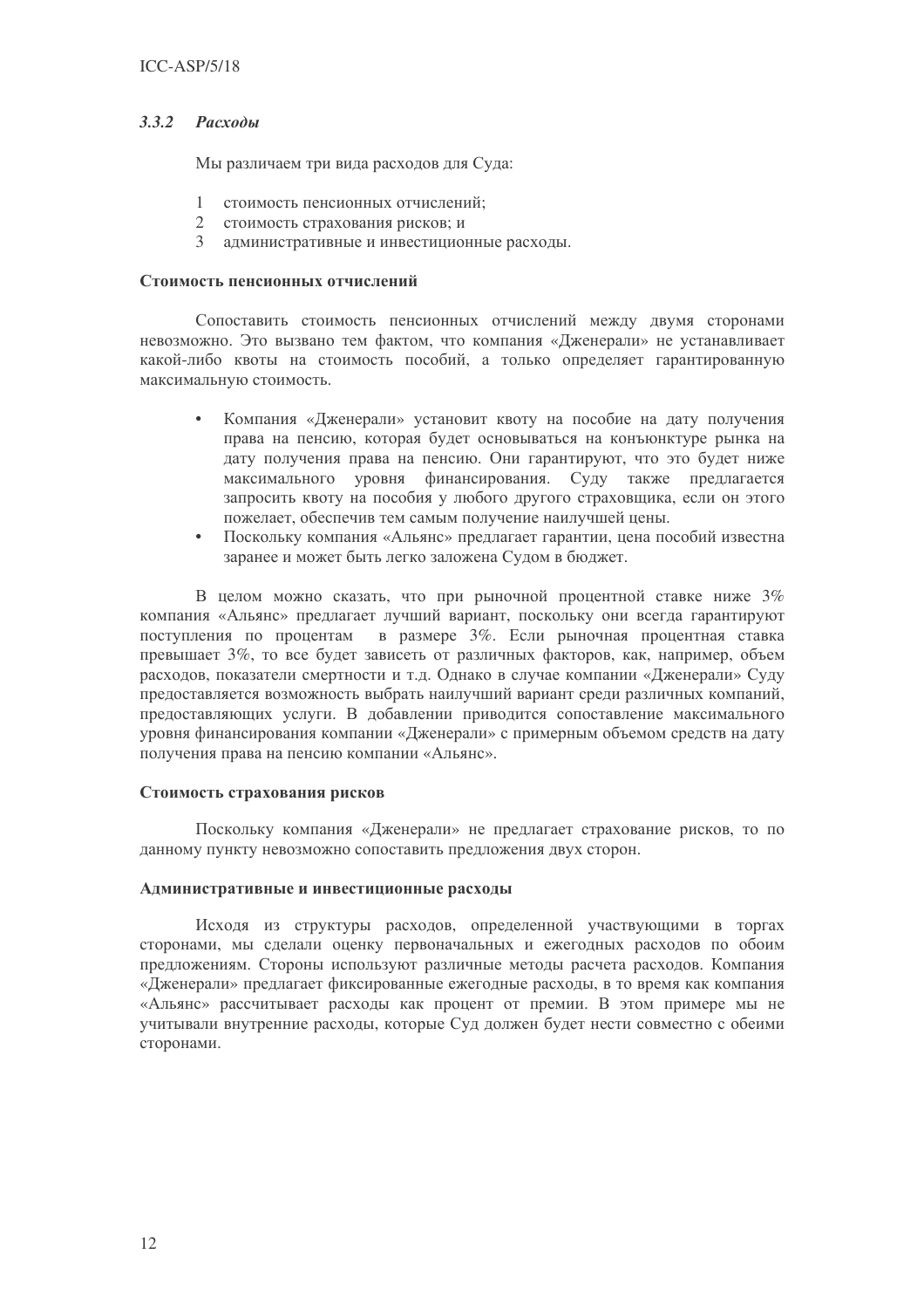### *3.3.2 Расходы*

Мы различаем три вида расходов для Суда:

1 стоимость пенсионных отчислений;
2 стоимость страхования рисков; и
3 административные и инвестиционные расходы.

**Стоимость пенсионных отчислений**

Сопоставить стоимость пенсионных отчислений между двумя сторонами невозможно. Это вызвано тем фактом, что компания «Дженерали» не устанавливает какой-либо квоты на стоимость пособий, а только определяет гарантированную максимальную стоимость.

- Компания «Дженерали» установит квоту на пособие на дату получения права на пенсию, которая будет основываться на конъюнктуре рынка на дату получения права на пенсию. Они гарантируют, что это будет ниже максимального уровня финансирования. Суду также предлагается запросить квоту на пособия у любого другого страховщика, если он этого пожелает, обеспечив тем самым получение наилучшей цены.
- Поскольку компания «Альянс» предлагает гарантии, цена пособий известна заранее и может быть легко заложена Судом в бюджет.

В целом можно сказать, что при рыночной процентной ставке ниже 3% компания «Альянс» предлагает лучший вариант, поскольку они всегда гарантируют поступления по процентам в размере 3%. Если рыночная процентная ставка превышает 3%, то все будет зависеть от различных факторов, как, например, объем расходов, показатели смертности и т.д. Однако в случае компании «Дженерали» Суду предоставляется возможность выбрать наилучший вариант среди различных компаний, предоставляющих услуги. В добавлении приводится сопоставление максимального уровня финансирования компании «Дженерали» с примерным объемом средств на дату получения права на пенсию компании «Альянс».

**Стоимость страхования рисков**

Поскольку компания «Дженерали» не предлагает страхование рисков, то по данному пункту невозможно сопоставить предложения двух сторон.

**Административные и инвестиционные расходы**

Исходя из структуры расходов, определенной участвующими в торгах сторонами, мы сделали оценку первоначальных и ежегодных расходов по обоим предложениям. Стороны используют различные методы расчета расходов. Компания «Дженерали» предлагает фиксированные ежегодные расходы, в то время как компания «Альянс» рассчитывает расходы как процент от премии. В этом примере мы не учитывали внутренние расходы, которые Суд должен будет нести совместно с обеими сторонами.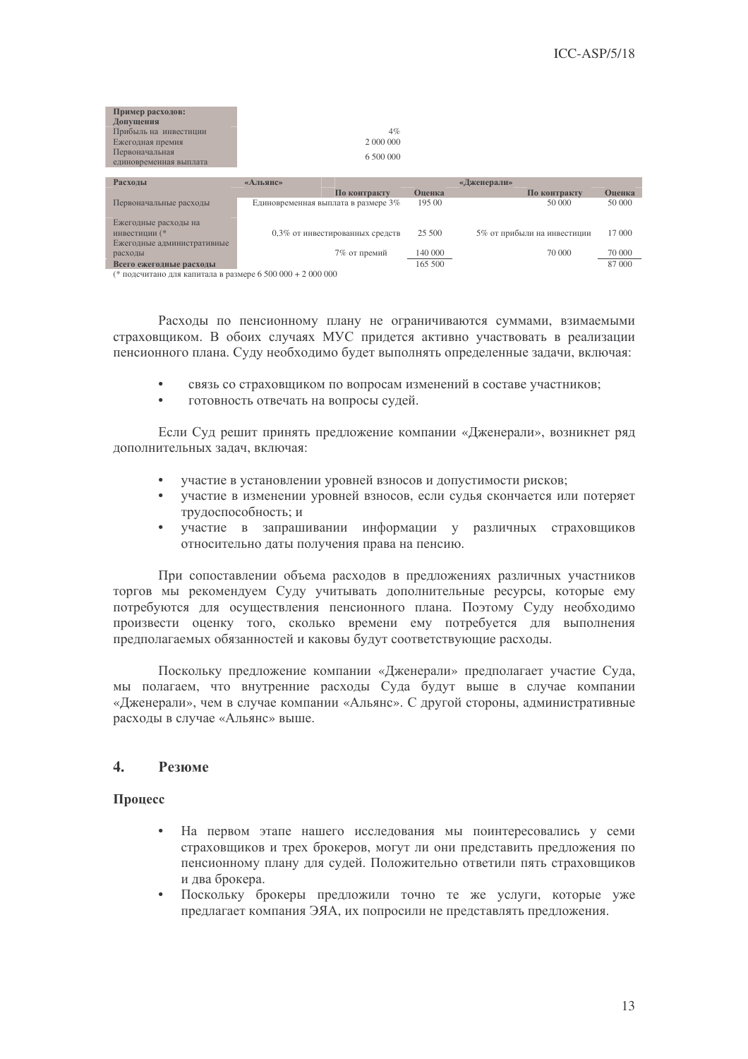| Пример расходов: | |
|---|---|
| **Допущения** | |
| Прибыль на инвестиции | 4% |
| Ежегодная премия | 2 000 000 |
| Первоначальная единовременная выплата | 6 500 000 |

| Расходы | «Альянс» | | «Дженерали» | |
|---|---|---|---|---|
| | По контракту | Оценка | По контракту | Оценка |
| Первоначальные расходы | Единовременная выплата в размере 3% | 195 00 | 50 000 | 50 000 |
| Ежегодные расходы на инвестиции (* | 0,3% от инвестированных средств | 25 500 | 5% от прибыли на инвестиции | 17 000 |
| Ежегодные административные расходы | 7% от премий | 140 000 | 70 000 | 70 000 |
| **Всего ежегодные расходы** | | 165 500 | | 87 000 |

(* подсчитано для капитала в размере 6 500 000 + 2 000 000

Расходы по пенсионному плану не ограничиваются суммами, взимаемыми страховщиком. В обоих случаях МУС придется активно участвовать в реализации пенсионного плана. Суду необходимо будет выполнять определенные задачи, включая:

- связь со страховщиком по вопросам изменений в составе участников;
- готовность отвечать на вопросы судей.

Если Суд решит принять предложение компании «Дженерали», возникнет ряд дополнительных задач, включая:

- участие в установлении уровней взносов и допустимости рисков;
- участие в изменении уровней взносов, если судья скончается или потеряет трудоспособность; и
- участие в запрашивании информации у различных страховщиков относительно даты получения права на пенсию.

При сопоставлении объема расходов в предложениях различных участников торгов мы рекомендуем Суду учитывать дополнительные ресурсы, которые ему потребуются для осуществления пенсионного плана. Поэтому Суду необходимо произвести оценку того, сколько времени ему потребуется для выполнения предполагаемых обязанностей и каковы будут соответствующие расходы.

Поскольку предложение компании «Дженерали» предполагает участие Суда, мы полагаем, что внутренние расходы Суда будут выше в случае компании «Дженерали», чем в случае компании «Альянс». С другой стороны, административные расходы в случае «Альянс» выше.

## 4. Резюме

**Процесс**

- На первом этапе нашего исследования мы поинтересовались у семи страховщиков и трех брокеров, могут ли они представить предложения по пенсионному плану для судей. Положительно ответили пять страховщиков и два брокера.
- Поскольку брокеры предложили точно те же услуги, которые уже предлагает компания ЭЯА, их попросили не представлять предложения.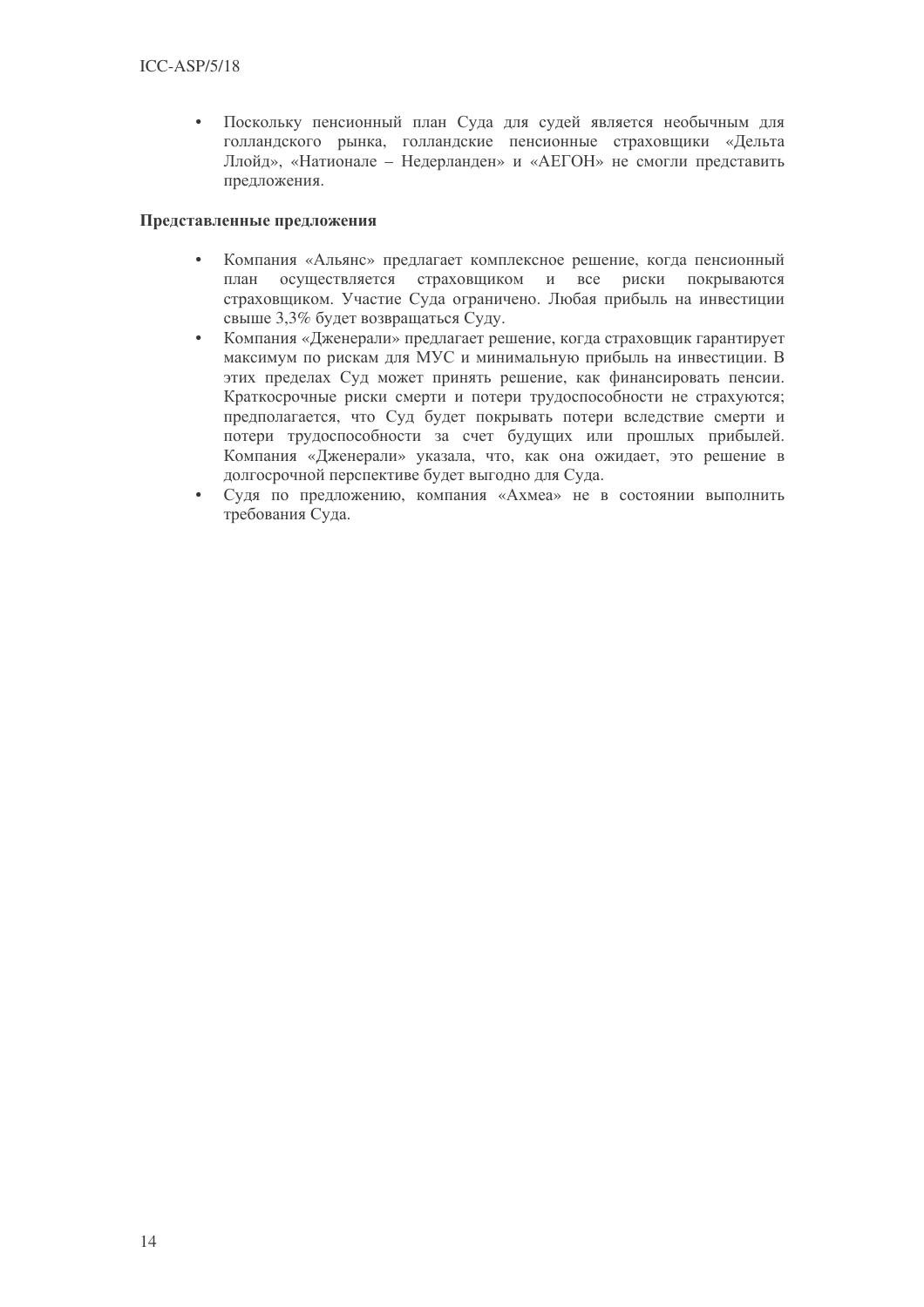- Поскольку пенсионный план Суда для судей является необычным для голландского рынка, голландские пенсионные страховщики «Дельта Ллойд», «Национале – Недерланден» и «АЕГОН» не смогли представить предложения.

**Представленные предложения**

- Компания «Альянс» предлагает комплексное решение, когда пенсионный план осуществляется страховщиком и все риски покрываются страховщиком. Участие Суда ограничено. Любая прибыль на инвестиции свыше 3,3% будет возвращаться Суду.
- Компания «Дженерали» предлагает решение, когда страховщик гарантирует максимум по рискам для МУС и минимальную прибыль на инвестиции. В этих пределах Суд может принять решение, как финансировать пенсии. Краткосрочные риски смерти и потери трудоспособности не страхуются; предполагается, что Суд будет покрывать потери вследствие смерти и потери трудоспособности за счет будущих или прошлых прибылей. Компания «Дженерали» указала, что, как она ожидает, это решение в долгосрочной перспективе будет выгодно для Суда.
- Судя по предложению, компания «Ахмеа» не в состоянии выполнить требования Суда.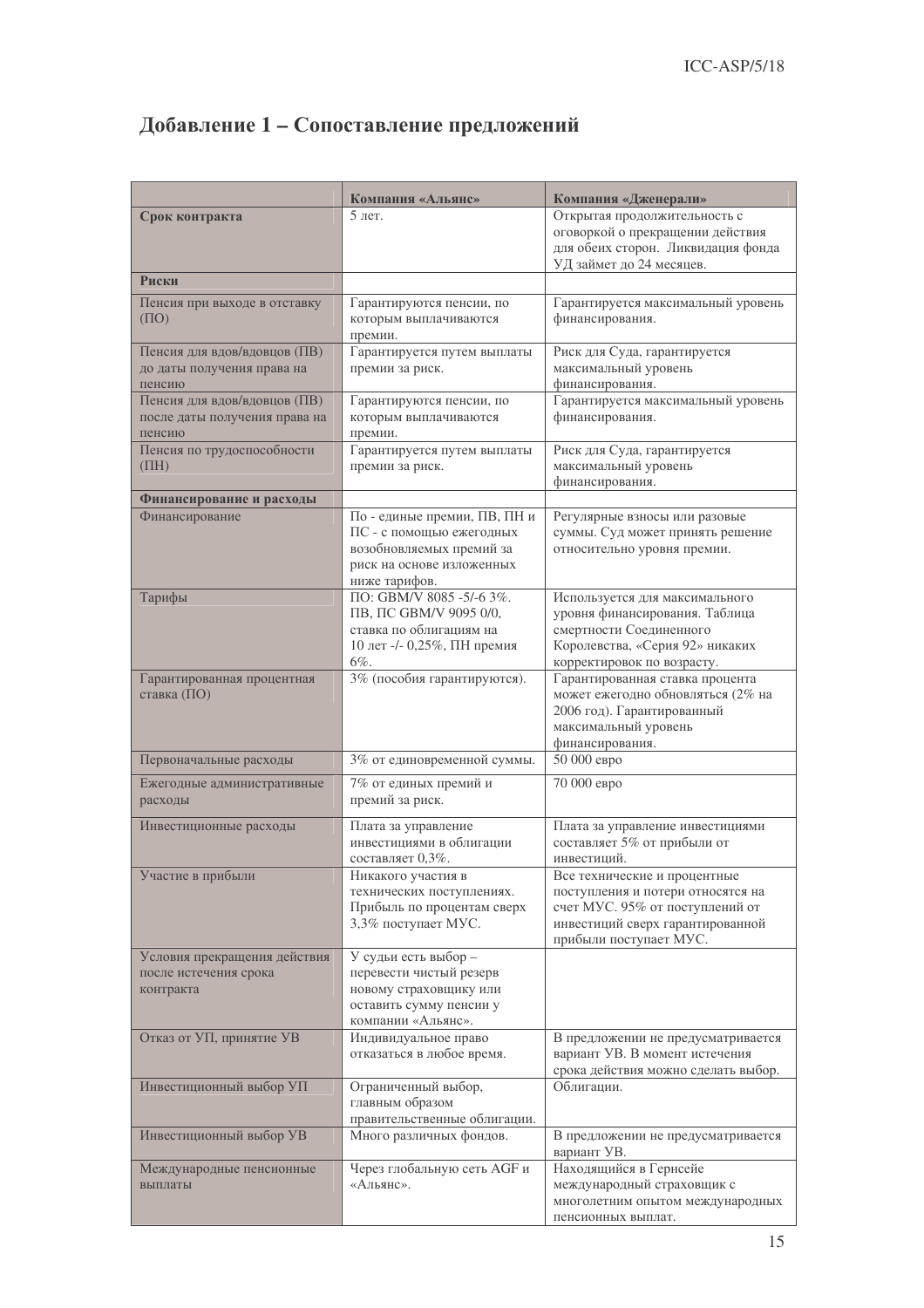## Добавление 1 – Сопоставление предложений

| | **Компания «Альянс»** | **Компания «Дженерали»** |
|---|---|---|
| **Срок контракта** | 5 лет. | Открытая продолжительность с оговоркой о прекращении действия для обеих сторон. Ликвидация фонда УД займет до 24 месяцев. |
| **Риски** | | |
| Пенсия при выходе в отставку (ПО) | Гарантируются пенсии, по которым выплачиваются премии. | Гарантируется максимальный уровень финансирования. |
| Пенсия для вдов/вдовцов (ПВ) до даты получения права на пенсию | Гарантируется путем выплаты премии за риск. | Риск для Суда, гарантируется максимальный уровень финансирования. |
| Пенсия для вдов/вдовцов (ПВ) после даты получения права на пенсию | Гарантируются пенсии, по которым выплачиваются премии. | Гарантируется максимальный уровень финансирования. |
| Пенсия по трудоспособности (ПН) | Гарантируется путем выплаты премии за риск. | Риск для Суда, гарантируется максимальный уровень финансирования. |
| **Финансирование и расходы** | | |
| Финансирование | По - единые премии, ПВ, ПН и ПС - с помощью ежегодных возобновляемых премий за риск на основе изложенных ниже тарифов. | Регулярные взносы или разовые суммы. Суд может принять решение относительно уровня премии. |
| Тарифы | ПО: GBM/V 8085 -5/-6 3%. ПВ, ПС GBM/V 9095 0/0, ставка по облигациям на 10 лет -/- 0,25%, ПН премия 6%. | Используется для максимального уровня финансирования. Таблица смертности Соединенного Королевства, «Серия 92» никаких корректировок по возрасту. |
| Гарантированная процентная ставка (ПО) | 3% (пособия гарантируются). | Гарантированная ставка процента может ежегодно обновляться (2% на 2006 год). Гарантированный максимальный уровень финансирования. |
| Первоначальные расходы | 3% от единовременной суммы. | 50 000 евро |
| Ежегодные административные расходы | 7% от единых премий и премий за риск. | 70 000 евро |
| Инвестиционные расходы | Плата за управление инвестициями в облигации составляет 0,3%. | Плата за управление инвестициями составляет 5% от прибыли от инвестиций. |
| Участие в прибыли | Никакого участия в технических поступлениях. Прибыль по процентам сверх 3,3% поступает МУС. | Все технические и процентные поступления и потери относятся на счет МУС. 95% от поступлений от инвестиций сверх гарантированной прибыли поступает МУС. |
| Условия прекращения действия после истечения срока контракта | У судьи есть выбор – перевести чистый резерв новому страховщику или оставить сумму пенсии у компании «Альянс». | |
| Отказ от УП, принятие УВ | Индивидуальное право отказаться в любое время. | В предложении не предусматривается вариант УВ. В момент истечения срока действия можно сделать выбор. |
| Инвестиционный выбор УП | Ограниченный выбор, главным образом правительственные облигации. | Облигации. |
| Инвестиционный выбор УВ | Много различных фондов. | В предложении не предусматривается вариант УВ. |
| Международные пенсионные выплаты | Через глобальную сеть AGF и «Альянс». | Находящийся в Гернсейе международный страховщик с многолетним опытом международных пенсионных выплат. |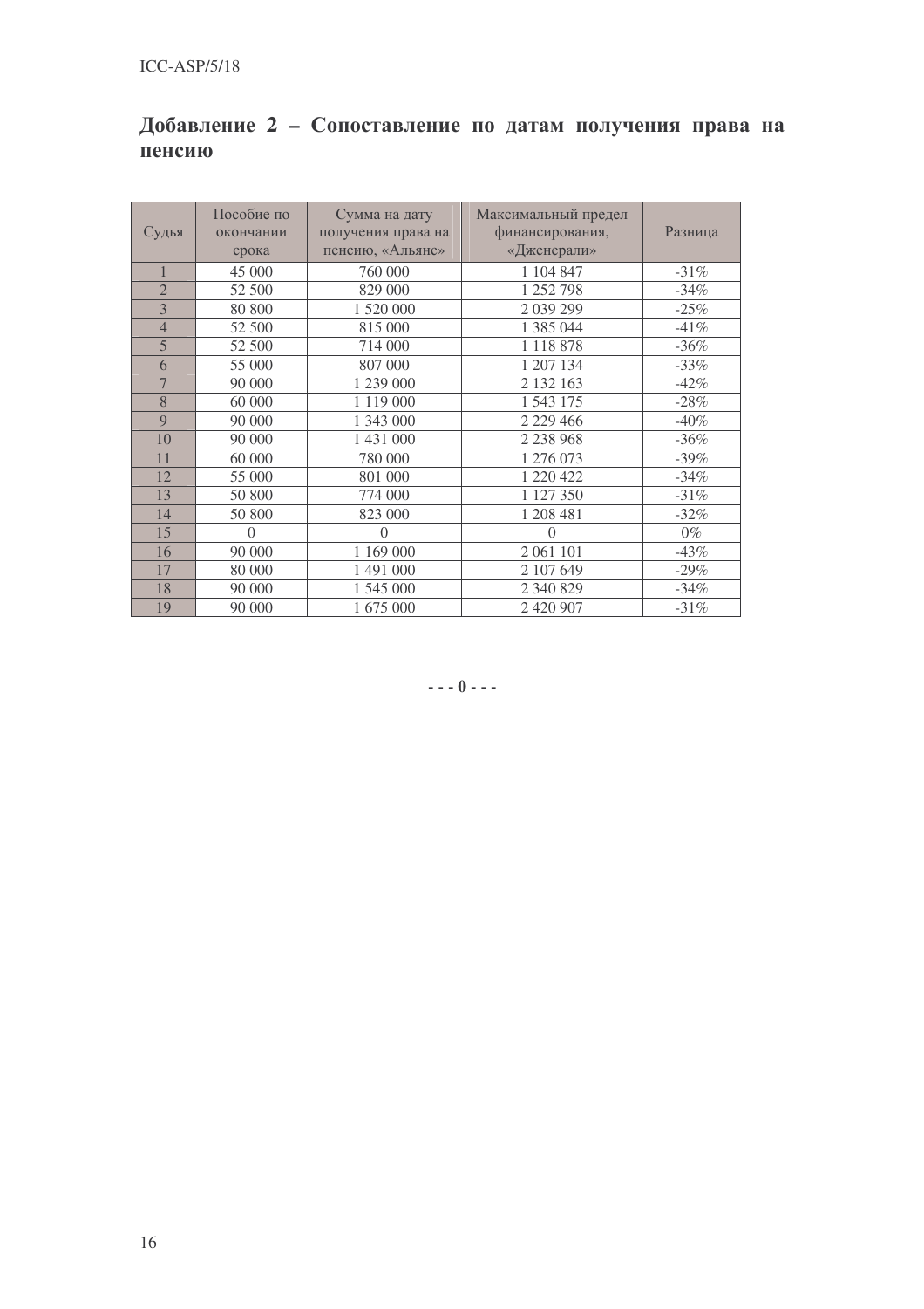## Добавление 2 – Сопоставление по датам получения права на пенсию

| Судья | Пособие по окончании срока | Сумма на дату получения права на пенсию, «Альянс» | Максимальный предел финансирования, «Дженерали» | Разница |
|---|---|---|---|---|
| 1 | 45 000 | 760 000 | 1 104 847 | -31% |
| 2 | 52 500 | 829 000 | 1 252 798 | -34% |
| 3 | 80 800 | 1 520 000 | 2 039 299 | -25% |
| 4 | 52 500 | 815 000 | 1 385 044 | -41% |
| 5 | 52 500 | 714 000 | 1 118 878 | -36% |
| 6 | 55 000 | 807 000 | 1 207 134 | -33% |
| 7 | 90 000 | 1 239 000 | 2 132 163 | -42% |
| 8 | 60 000 | 1 119 000 | 1 543 175 | -28% |
| 9 | 90 000 | 1 343 000 | 2 229 466 | -40% |
| 10 | 90 000 | 1 431 000 | 2 238 968 | -36% |
| 11 | 60 000 | 780 000 | 1 276 073 | -39% |
| 12 | 55 000 | 801 000 | 1 220 422 | -34% |
| 13 | 50 800 | 774 000 | 1 127 350 | -31% |
| 14 | 50 800 | 823 000 | 1 208 481 | -32% |
| 15 | 0 | 0 | 0 | 0% |
| 16 | 90 000 | 1 169 000 | 2 061 101 | -43% |
| 17 | 80 000 | 1 491 000 | 2 107 649 | -29% |
| 18 | 90 000 | 1 545 000 | 2 340 829 | -34% |
| 19 | 90 000 | 1 675 000 | 2 420 907 | -31% |

- - - 0 - - -